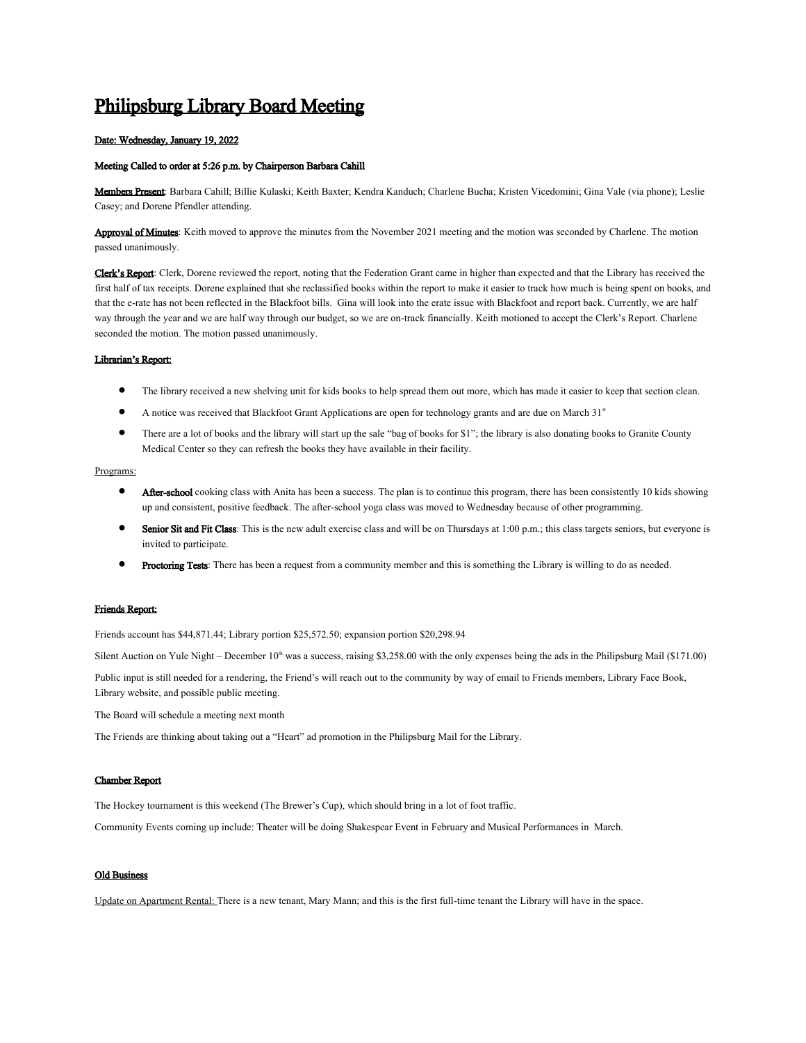# Philipsburg Library Board Meeting

Date: Wednesday, January 19, 2022

**Meeting Called to order at 5:26 p.m. by Chairperson Barbara Cahill**

**Members Present**: Barbara Cahill; Billie Kulaski; Keith Baxter; Kendra Kanduch; Charlene Bucha; Kristen Vicedomini; Gina Vale (via phone); Leslie Casey; and Dorene Pfendler attending.

**Approval of Minutes**: Keith moved to approve the minutes from the November 2021 meeting and the motion was seconded by Charlene. The motion passed unanimously.

**Clerk's Report**: Clerk, Dorene reviewed the report, noting that the Federation Grant came in higher than expected and that the Library has received the first half of tax receipts. Dorene explained that she reclassified books within the report to make it easier to track how much is being spent on books, and that the e-rate has not been reflected in the Blackfoot bills. Gina will look into the erate issue with Blackfoot and report back. Currently, we are half way through the year and we are half way through our budget, so we are on-track financially. Keith motioned to accept the Clerk's Report. Charlene seconded the motion. The motion passed unanimously.

**Librarian's Report:**

- The library received a new shelving unit for kids books to help spread them out more, which has made it easier to keep that section clean.
- A notice was received that Blackfoot Grant Applications are open for technology grants and are due on March 31st
- There are a lot of books and the library will start up the sale "bag of books for $1"; the library is also donating books to Granite County Medical Center so they can refresh the books they have available in their facility.

Programs:

- **After-school** cooking class with Anita has been a success. The plan is to continue this program, there has been consistently 10 kids showing up and consistent, positive feedback. The after-school yoga class was moved to Wednesday because of other programming.
- **Senior Sit and Fit Class**: This is the new adult exercise class and will be on Thursdays at 1:00 p.m.; this class targets seniors, but everyone is invited to participate.
- **Proctoring Tests**: There has been a request from a community member and this is something the Library is willing to do as needed.

**Friends Report:**

Friends account has $44,871.44; Library portion $25,572.50; expansion portion $20,298.94

Silent Auction on Yule Night – December 10th was a success, raising $3,258.00 with the only expenses being the ads in the Philipsburg Mail ($171.00)

Public input is still needed for a rendering, the Friend's will reach out to the community by way of email to Friends members, Library Face Book, Library website, and possible public meeting.

The Board will schedule a meeting next month

The Friends are thinking about taking out a "Heart" ad promotion in the Philipsburg Mail for the Library.

**Chamber Report**

The Hockey tournament is this weekend (The Brewer's Cup), which should bring in a lot of foot traffic.

Community Events coming up include: Theater will be doing Shakespear Event in February and Musical Performances in March.

**Old Business**

Update on Apartment Rental: There is a new tenant, Mary Mann; and this is the first full-time tenant the Library will have in the space.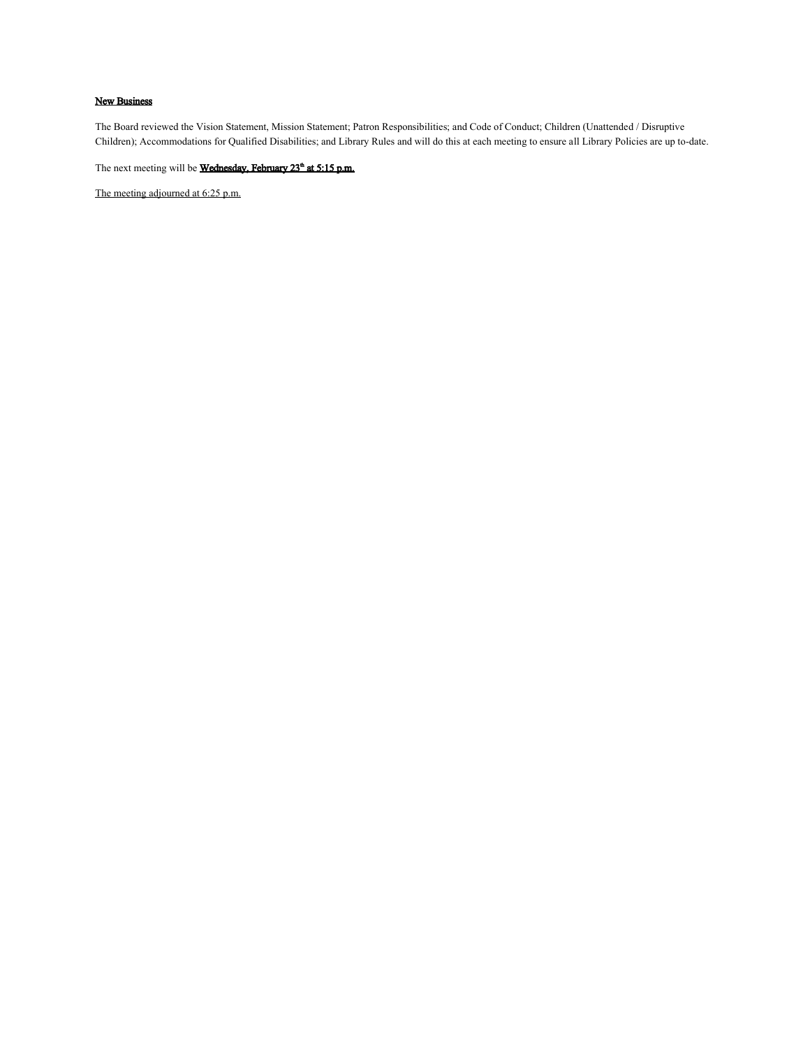**New Business**

The Board reviewed the Vision Statement, Mission Statement; Patron Responsibilities; and Code of Conduct; Children (Unattended / Disruptive Children); Accommodations for Qualified Disabilities; and Library Rules and will do this at each meeting to ensure all Library Policies are up to-date.

The next meeting will be **Wednesday, February 23th at 5:15 p.m.**

The meeting adjourned at 6:25 p.m.